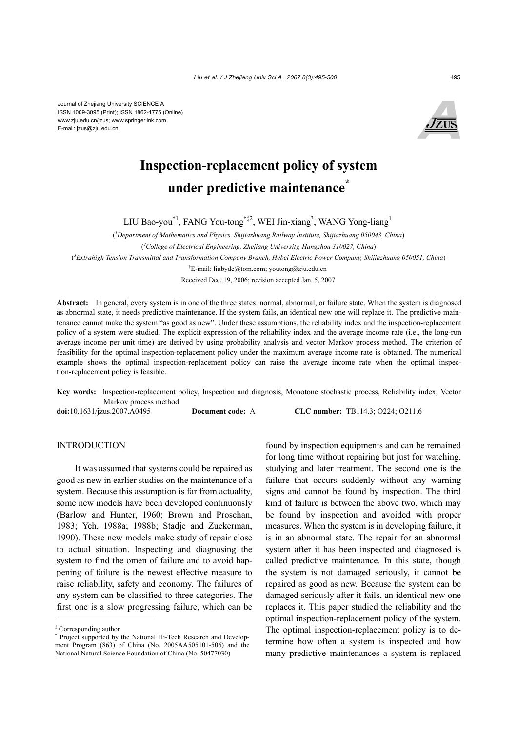Journal of Zhejiang University SCIENCE A
ISSN 1009-3095 (Print); ISSN 1862-1775 (Online)
www.zju.edu.cn/jzus; www.springerlink.com
E-mail: jzus@zju.edu.cn

# Inspection-replacement policy of system under predictive maintenance*

LIU Bao-you[†1], FANG You-tong[†‡2], WEI Jin-xiang[3], WANG Yong-liang[1]

([1]Department of Mathematics and Physics, Shijiazhuang Railway Institute, Shijiazhuang 050043, China)

([2]College of Electrical Engineering, Zhejiang University, Hangzhou 310027, China)

([3]Extrahigh Tension Transmittal and Transformation Company Branch, Hebei Electric Power Company, Shijiazhuang 050051, China)

[†]E-mail: liubyde@tom.com; youtong@zju.edu.cn

Received Dec. 19, 2006; revision accepted Jan. 5, 2007

**Abstract:** In general, every system is in one of the three states: normal, abnormal, or failure state. When the system is diagnosed as abnormal state, it needs predictive maintenance. If the system fails, an identical new one will replace it. The predictive maintenance cannot make the system "as good as new". Under these assumptions, the reliability index and the inspection-replacement policy of a system were studied. The explicit expression of the reliability index and the average income rate (i.e., the long-run average income per unit time) are derived by using probability analysis and vector Markov process method. The criterion of feasibility for the optimal inspection-replacement policy under the maximum average income rate is obtained. The numerical example shows the optimal inspection-replacement policy can raise the average income rate when the optimal inspection-replacement policy is feasible.

**Key words:** Inspection-replacement policy, Inspection and diagnosis, Monotone stochastic process, Reliability index, Vector Markov process method

**doi:**10.1631/jzus.2007.A0495 **Document code:** A **CLC number:** TB114.3; O224; O211.6

## INTRODUCTION

It was assumed that systems could be repaired as good as new in earlier studies on the maintenance of a system. Because this assumption is far from actuality, some new models have been developed continuously (Barlow and Hunter, 1960; Brown and Proschan, 1983; Yeh, 1988a; 1988b; Stadje and Zuckerman, 1990). These new models make study of repair close to actual situation. Inspecting and diagnosing the system to find the omen of failure and to avoid happening of failure is the newest effective measure to raise reliability, safety and economy. The failures of any system can be classified to three categories. The first one is a slow progressing failure, which can be found by inspection equipments and can be remained for long time without repairing but just for watching, studying and later treatment. The second one is the failure that occurs suddenly without any warning signs and cannot be found by inspection. The third kind of failure is between the above two, which may be found by inspection and avoided with proper measures. When the system is in developing failure, it is in an abnormal state. The repair for an abnormal system after it has been inspected and diagnosed is called predictive maintenance. In this state, though the system is not damaged seriously, it cannot be repaired as good as new. Because the system can be damaged seriously after it fails, an identical new one replaces it. This paper studied the reliability and the optimal inspection-replacement policy of the system. The optimal inspection-replacement policy is to determine how often a system is inspected and how many predictive maintenances a system is replaced

---

‡ Corresponding author

\* Project supported by the National Hi-Tech Research and Development Program (863) of China (No. 2005AA505101-506) and the National Natural Science Foundation of China (No. 50477030)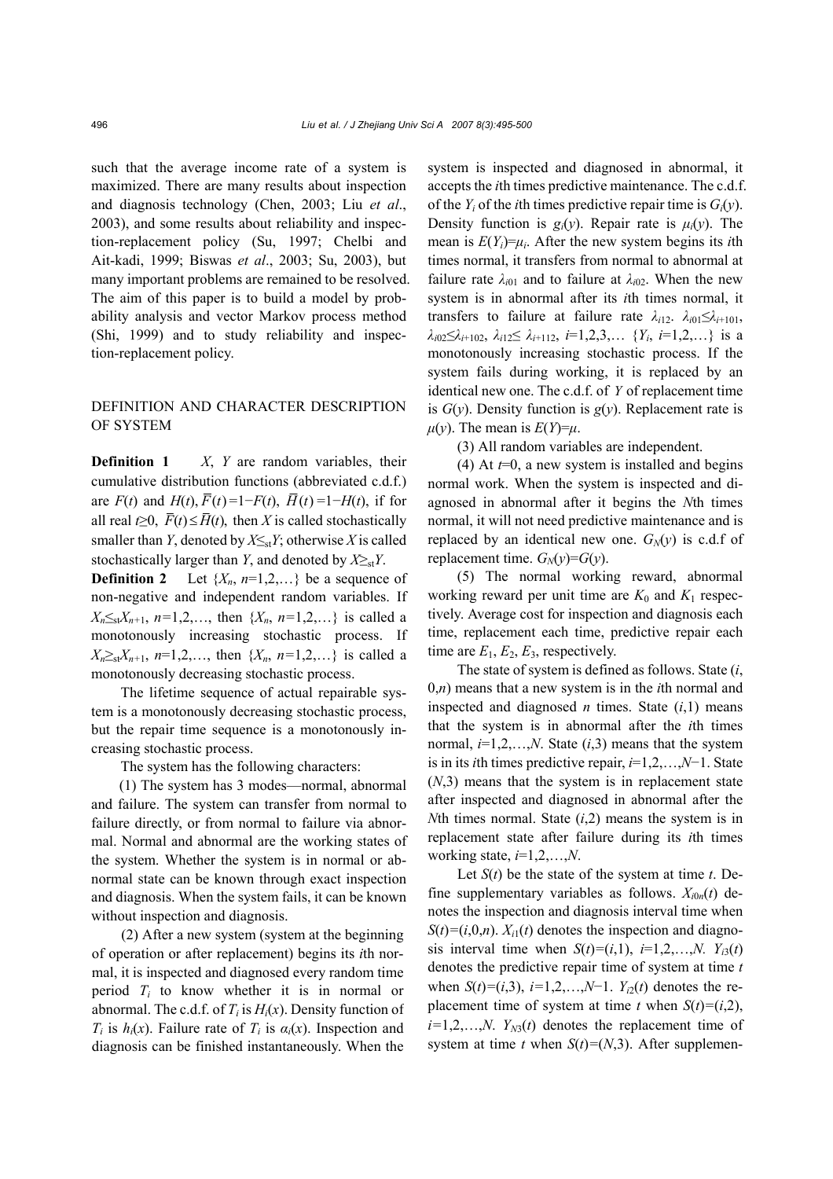such that the average income rate of a system is maximized. There are many results about inspection and diagnosis technology (Chen, 2003; Liu *et al*., 2003), and some results about reliability and inspection-replacement policy (Su, 1997; Chelbi and Ait-kadi, 1999; Biswas *et al*., 2003; Su, 2003), but many important problems are remained to be resolved. The aim of this paper is to build a model by probability analysis and vector Markov process method (Shi, 1999) and to study reliability and inspection-replacement policy.

## DEFINITION AND CHARACTER DESCRIPTION OF SYSTEM

**Definition 1** $X$, $Y$ are random variables, their cumulative distribution functions (abbreviated c.d.f.) are $F(t)$ and $H(t)$, $\overline{F}(t)=1-F(t)$, $\overline{H}(t)=1-H(t)$, if for all real $t\geq 0$, $\overline{F}(t)\leq\overline{H}(t)$, then $X$ is called stochastically smaller than $Y$, denoted by $X\leq_{\text{st}}Y$; otherwise $X$ is called stochastically larger than $Y$, and denoted by $X\geq_{\text{st}}Y$.

**Definition 2** Let $\{X_n, n=1,2,\ldots\}$ be a sequence of non-negative and independent random variables. If $X_n\leq_{\text{st}}X_{n+1}$, $n=1,2,\ldots$, then $\{X_n, n=1,2,\ldots\}$ is called a monotonously increasing stochastic process. If $X_n\geq_{\text{st}}X_{n+1}$, $n=1,2,\ldots$, then $\{X_n, n=1,2,\ldots\}$ is called a monotonously decreasing stochastic process.

The lifetime sequence of actual repairable system is a monotonously decreasing stochastic process, but the repair time sequence is a monotonously increasing stochastic process.

The system has the following characters:

(1) The system has 3 modes—normal, abnormal and failure. The system can transfer from normal to failure directly, or from normal to failure via abnormal. Normal and abnormal are the working states of the system. Whether the system is in normal or abnormal state can be known through exact inspection and diagnosis. When the system fails, it can be known without inspection and diagnosis.

(2) After a new system (system at the beginning of operation or after replacement) begins its $i$th normal, it is inspected and diagnosed every random time period $T_i$ to know whether it is in normal or abnormal. The c.d.f. of $T_i$ is $H_i(x)$. Density function of $T_i$ is $h_i(x)$. Failure rate of $T_i$ is $\alpha_i(x)$. Inspection and diagnosis can be finished instantaneously. When the system is inspected and diagnosed in abnormal, it accepts the $i$th times predictive maintenance. The c.d.f. of the $Y_i$ of the $i$th times predictive repair time is $G_i(y)$. Density function is $g_i(y)$. Repair rate is $\mu_i(y)$. The mean is $E(Y_i)=\mu_i$. After the new system begins its $i$th times normal, it transfers from normal to abnormal at failure rate $\lambda_{i01}$ and to failure at $\lambda_{i02}$. When the new system is in abnormal after its $i$th times normal, it transfers to failure at failure rate $\lambda_{i12}$. $\lambda_{i01}\leq\lambda_{i+101}$, $\lambda_{i02}\leq\lambda_{i+102}$, $\lambda_{i12}\leq\lambda_{i+112}$, $i=1,2,3,\ldots$ $\{Y_i, i=1,2,\ldots\}$ is a monotonously increasing stochastic process. If the system fails during working, it is replaced by an identical new one. The c.d.f. of $Y$ of replacement time is $G(y)$. Density function is $g(y)$. Replacement rate is $\mu(y)$. The mean is $E(Y)=\mu$.

(3) All random variables are independent.

(4) At $t=0$, a new system is installed and begins normal work. When the system is inspected and diagnosed in abnormal after it begins the $N$th times normal, it will not need predictive maintenance and is replaced by an identical new one. $G_N(y)$ is c.d.f of replacement time. $G_N(y)=G(y)$.

(5) The normal working reward, abnormal working reward per unit time are $K_0$ and $K_1$ respectively. Average cost for inspection and diagnosis each time, replacement each time, predictive repair each time are $E_1$, $E_2$, $E_3$, respectively.

The state of system is defined as follows. State $(i,0,n)$ means that a new system is in the $i$th normal and inspected and diagnosed $n$ times. State $(i,1)$ means that the system is in abnormal after the $i$th times normal, $i=1,2,\ldots,N$. State $(i,3)$ means that the system is in its $i$th times predictive repair, $i=1,2,\ldots,N-1$. State $(N,3)$ means that the system is in replacement state after inspected and diagnosed in abnormal after the $N$th times normal. State $(i,2)$ means the system is in replacement state after failure during its $i$th times working state, $i=1,2,\ldots,N$.

Let $S(t)$ be the state of the system at time $t$. Define supplementary variables as follows. $X_{i0n}(t)$ denotes the inspection and diagnosis interval time when $S(t)=(i,0,n)$. $X_{i1}(t)$ denotes the inspection and diagnosis interval time when $S(t)=(i,1)$, $i=1,2,\ldots,N$. $Y_{i3}(t)$ denotes the predictive repair time of system at time $t$ when $S(t)=(i,3)$, $i=1,2,\ldots,N-1$. $Y_{i2}(t)$ denotes the replacement time of system at time $t$ when $S(t)=(i,2)$, $i=1,2,\ldots,N$. $Y_{N3}(t)$ denotes the replacement time of system at time $t$ when $S(t)=(N,3)$. After supplemen-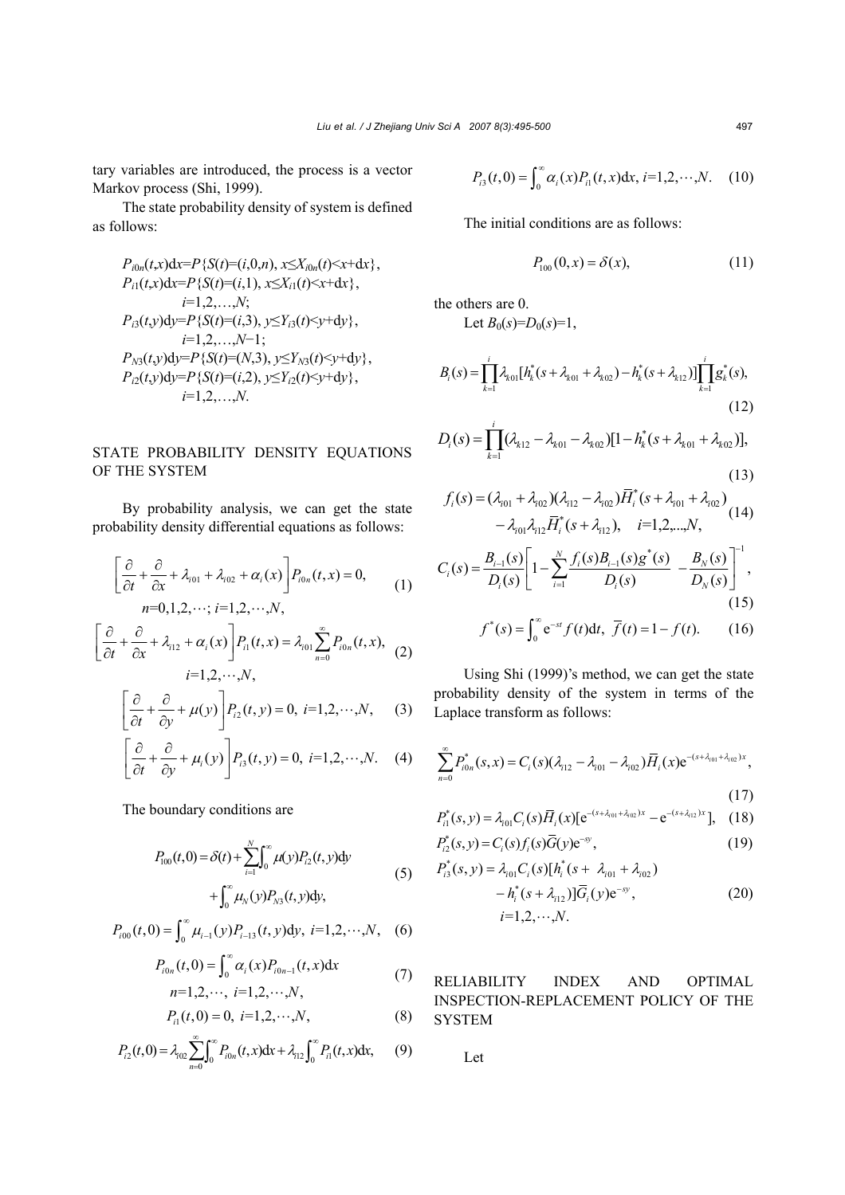tary variables are introduced, the process is a vector Markov process (Shi, 1999).

The state probability density of system is defined as follows:

$P_{i0n}(t,x)\mathrm{d}x=P\{S(t)=(i,0,n),\ x\le X_{i0n}(t)<x+\mathrm{d}x\}$,
$P_{i1}(t,x)\mathrm{d}x=P\{S(t)=(i,1),\ x\le X_{i1}(t)<x+\mathrm{d}x\}$,
$i=1,2,\ldots,N$;
$P_{i3}(t,y)\mathrm{d}y=P\{S(t)=(i,3),\ y\le Y_{i3}(t)<y+\mathrm{d}y\}$,
$i=1,2,\ldots,N-1$;
$P_{N3}(t,y)\mathrm{d}y=P\{S(t)=(N,3),\ y\le Y_{N3}(t)<y+\mathrm{d}y\}$,
$P_{i2}(t,y)\mathrm{d}y=P\{S(t)=(i,2),\ y\le Y_{i2}(t)<y+\mathrm{d}y\}$,
$i=1,2,\ldots,N$.

## STATE PROBABILITY DENSITY EQUATIONS OF THE SYSTEM

By probability analysis, we can get the state probability density differential equations as follows:

$$\left[\frac{\partial}{\partial t}+\frac{\partial}{\partial x}+\lambda_{i01}+\lambda_{i02}+\alpha_i(x)\right]P_{i0n}(t,x)=0, \quad n=0,1,2,\cdots;\ i=1,2,\cdots,N, \tag{1}$$

$$\left[\frac{\partial}{\partial t}+\frac{\partial}{\partial x}+\lambda_{i12}+\alpha_i(x)\right]P_{i1}(t,x)=\lambda_{i01}\sum_{n=0}^{\infty}P_{i0n}(t,x), \quad i=1,2,\cdots,N, \tag{2}$$

$$\left[\frac{\partial}{\partial t}+\frac{\partial}{\partial y}+\mu(y)\right]P_{i2}(t,y)=0,\ i=1,2,\cdots,N, \tag{3}$$

$$\left[\frac{\partial}{\partial t}+\frac{\partial}{\partial y}+\mu_i(y)\right]P_{i3}(t,y)=0,\ i=1,2,\cdots,N. \tag{4}$$

The boundary conditions are

$$P_{100}(t,0)=\delta(t)+\sum_{i=1}^{N}\int_0^{\infty}\mu(y)P_{i2}(t,y)\mathrm{d}y+\int_0^{\infty}\mu_N(y)P_{N3}(t,y)\mathrm{d}y, \tag{5}$$

$$P_{i00}(t,0)=\int_0^{\infty}\mu_{i-1}(y)P_{i-13}(t,y)\mathrm{d}y,\ i=1,2,\cdots,N, \tag{6}$$

$$P_{i0n}(t,0)=\int_0^{\infty}\alpha_i(x)P_{i0n-1}(t,x)\mathrm{d}x, \quad n=1,2,\cdots,\ i=1,2,\cdots,N, \tag{7}$$

$$P_{i1}(t,0)=0,\ i=1,2,\cdots,N, \tag{8}$$

$$P_{i2}(t,0)=\lambda_{i02}\sum_{n=0}^{\infty}\int_0^{\infty}P_{i0n}(t,x)\mathrm{d}x+\lambda_{i12}\int_0^{\infty}P_{i1}(t,x)\mathrm{d}x, \tag{9}$$

$$P_{i3}(t,0)=\int_0^{\infty}\alpha_i(x)P_{i1}(t,x)\mathrm{d}x,\ i=1,2,\cdots,N. \tag{10}$$

The initial conditions are as follows:

$$P_{100}(0,x)=\delta(x), \tag{11}$$

the others are 0.

Let $B_0(s)=D_0(s)=1$,

$$B_i(s)=\prod_{k=1}^{i}\lambda_{k01}[h_k^*(s+\lambda_{k01}+\lambda_{k02})-h_k^*(s+\lambda_{k12})]\prod_{k=1}^{i}g_k^*(s), \tag{12}$$

$$D_i(s)=\prod_{k=1}^{i}[(\lambda_{k12}-\lambda_{k01}-\lambda_{k02})[1-h_k^*(s+\lambda_{k01}+\lambda_{k02})], \tag{13}$$

$$f_i(s)=(\lambda_{i01}+\lambda_{i02})(\lambda_{i12}-\lambda_{i02})\overline{H}_i^*(s+\lambda_{i01}+\lambda_{i02})-\lambda_{i01}\lambda_{i12}\overline{H}_i^*(s+\lambda_{i12}),\quad i=1,2,\ldots,N, \tag{14}$$

$$C_i(s)=\frac{B_{i-1}(s)}{D_i(s)}\left[1-\sum_{i=1}^{N}\frac{f_i(s)B_{i-1}(s)g^*(s)}{D_i(s)}-\frac{B_N(s)}{D_N(s)}\right]^{-1}, \tag{15}$$

$$f^*(s)=\int_0^{\infty}\mathrm{e}^{-st}f(t)\mathrm{d}t,\ \ \overline{f}(t)=1-f(t). \tag{16}$$

Using Shi (1999)'s method, we can get the state probability density of the system in terms of the Laplace transform as follows:

$$\sum_{n=0}^{\infty}P_{i0n}^*(s,x)=C_i(s)(\lambda_{i12}-\lambda_{i01}-\lambda_{i02})\overline{H}_i(x)\mathrm{e}^{-(s+\lambda_{i01}+\lambda_{i02})x}, \tag{17}$$

$$P_{i1}^*(s,y)=\lambda_{i01}C_i(s)\overline{H}_i(x)[\mathrm{e}^{-(s+\lambda_{i01}+\lambda_{i02})x}-\mathrm{e}^{-(s+\lambda_{i12})x}], \tag{18}$$

$$P_{i2}^*(s,y)=C_i(s)f_i(s)\overline{G}(y)\mathrm{e}^{-sy}, \tag{19}$$

$$P_{i3}^*(s,y)=\lambda_{i01}C_i(s)[h_i^*(s+\lambda_{i01}+\lambda_{i02})-h_i^*(s+\lambda_{i12})]\overline{G}_i(y)\mathrm{e}^{-sy}, \quad i=1,2,\cdots,N. \tag{20}$$

## RELIABILITY INDEX AND OPTIMAL INSPECTION-REPLACEMENT POLICY OF THE SYSTEM

Let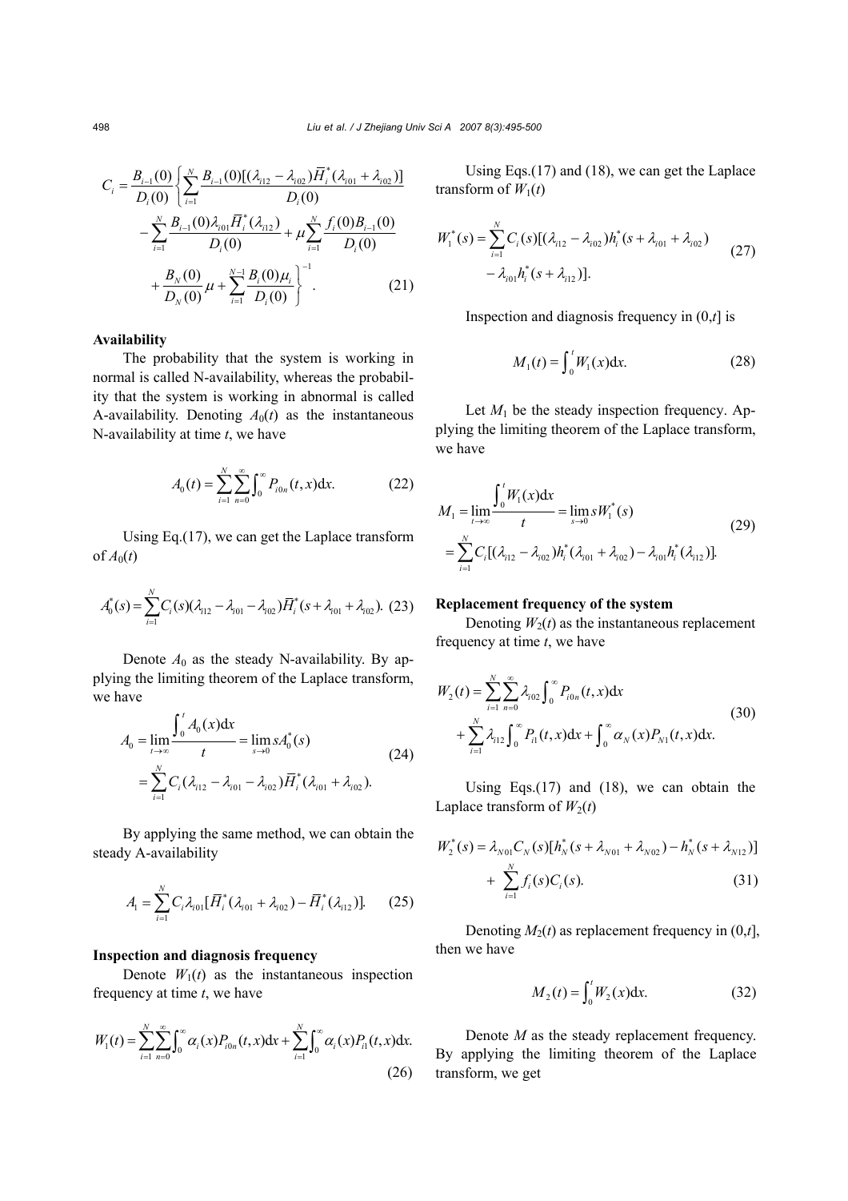$$C_i = \frac{B_{i-1}(0)}{D_i(0)} \left\{ \sum_{i=1}^{N} \frac{B_{i-1}(0)[(\lambda_{i12} - \lambda_{i02})\overline{H}_i^*(\lambda_{i01} + \lambda_{i02})]}{D_i(0)} - \sum_{i=1}^{N} \frac{B_{i-1}(0)\lambda_{i01}\overline{H}_i^*(\lambda_{i12})}{D_i(0)} + \mu \sum_{i=1}^{N} \frac{f_i(0)B_{i-1}(0)}{D_i(0)} + \frac{B_N(0)}{D_N(0)}\mu + \sum_{i=1}^{N-1} \frac{B_i(0)\mu_i}{D_i(0)} \right\}^{-1}. \tag{21}$$

**Availability**

The probability that the system is working in normal is called N-availability, whereas the probability that the system is working in abnormal is called A-availability. Denoting $A_0(t)$ as the instantaneous N-availability at time $t$, we have

$$A_0(t) = \sum_{i=1}^{N} \sum_{n=0}^{\infty} \int_0^{\infty} P_{i0n}(t, x)\mathrm{d}x. \tag{22}$$

Using Eq.(17), we can get the Laplace transform of $A_0(t)$

$$A_0^*(s) = \sum_{i=1}^{N} C_i(s)(\lambda_{i12} - \lambda_{i01} - \lambda_{i02})\overline{H}_i^*(s + \lambda_{i01} + \lambda_{i02}). \tag{23}$$

Denote $A_0$ as the steady N-availability. By applying the limiting theorem of the Laplace transform, we have

$$A_0 = \lim_{t\to\infty} \frac{\int_0^t A_0(x)\mathrm{d}x}{t} = \lim_{s\to 0} sA_0^*(s) = \sum_{i=1}^{N} C_i(\lambda_{i12} - \lambda_{i01} - \lambda_{i02})\overline{H}_i^*(\lambda_{i01} + \lambda_{i02}). \tag{24}$$

By applying the same method, we can obtain the steady A-availability

$$A_1 = \sum_{i=1}^{N} C_i \lambda_{i01}[\overline{H}_i^*(\lambda_{i01} + \lambda_{i02}) - \overline{H}_i^*(\lambda_{i12})]. \tag{25}$$

**Inspection and diagnosis frequency**

Denote $W_1(t)$ as the instantaneous inspection frequency at time $t$, we have

$$W_1(t) = \sum_{i=1}^{N} \sum_{n=0}^{\infty} \int_0^{\infty} \alpha_i(x)P_{i0n}(t, x)\mathrm{d}x + \sum_{i=1}^{N} \int_0^{\infty} \alpha_i(x)P_{i1}(t, x)\mathrm{d}x. \tag{26}$$

Using Eqs.(17) and (18), we can get the Laplace transform of $W_1(t)$

$$W_1^*(s) = \sum_{i=1}^{N} C_i(s)[(\lambda_{i12} - \lambda_{i02})h_i^*(s + \lambda_{i01} + \lambda_{i02}) - \lambda_{i01}h_i^*(s + \lambda_{i12})]. \tag{27}$$

Inspection and diagnosis frequency in $(0,t]$ is

$$M_1(t) = \int_0^t W_1(x)\mathrm{d}x. \tag{28}$$

Let $M_1$ be the steady inspection frequency. Applying the limiting theorem of the Laplace transform, we have

$$M_1 = \lim_{t\to\infty} \frac{\int_0^t W_1(x)\mathrm{d}x}{t} = \lim_{s\to 0} sW_1^*(s) = \sum_{i=1}^{N} C_i[(\lambda_{i12} - \lambda_{i02})h_i^*(\lambda_{i01} + \lambda_{i02}) - \lambda_{i01}h_i^*(\lambda_{i12})]. \tag{29}$$

**Replacement frequency of the system**

Denoting $W_2(t)$ as the instantaneous replacement frequency at time $t$, we have

$$W_2(t) = \sum_{i=1}^{N} \sum_{n=0}^{\infty} \lambda_{i02} \int_0^{\infty} P_{i0n}(t, x)\mathrm{d}x + \sum_{i=1}^{N} \lambda_{i12} \int_0^{\infty} P_{i1}(t, x)\mathrm{d}x + \int_0^{\infty} \alpha_N(x)P_{N1}(t, x)\mathrm{d}x. \tag{30}$$

Using Eqs.(17) and (18), we can obtain the Laplace transform of $W_2(t)$

$$W_2^*(s) = \lambda_{N01}C_N(s)[h_N^*(s + \lambda_{N01} + \lambda_{N02}) - h_N^*(s + \lambda_{N12})] + \sum_{i=1}^{N} f_i(s)C_i(s). \tag{31}$$

Denoting $M_2(t)$ as replacement frequency in $(0,t]$, then we have

$$M_2(t) = \int_0^t W_2(x)\mathrm{d}x. \tag{32}$$

Denote $M$ as the steady replacement frequency. By applying the limiting theorem of the Laplace transform, we get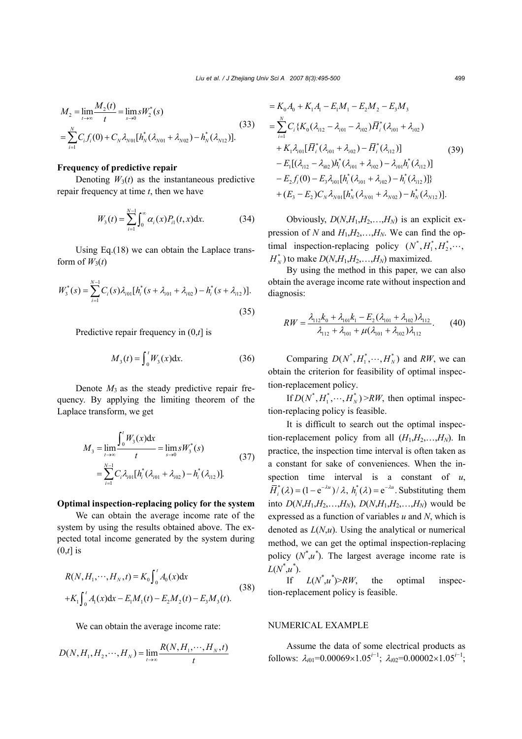$$M_2 = \lim_{t\to\infty}\frac{M_2(t)}{t} = \lim_{s\to 0} sW_2^*(s) = \sum_{i=1}^{N} C_i f_i(0) + C_N \lambda_{N01}[h_N^*(\lambda_{N01}+\lambda_{N02}) - h_N^*(\lambda_{N12})]. \tag{33}$$

**Frequency of predictive repair**

Denoting $W_3(t)$ as the instantaneous predictive repair frequency at time $t$, then we have

$$W_3(t) = \sum_{i=1}^{N-1}\int_0^{\infty} \alpha_i(x) P_{i1}(t,x)\mathrm{d}x. \tag{34}$$

Using Eq.(18) we can obtain the Laplace transform of $W_3(t)$

$$W_3^*(s) = \sum_{i=1}^{N-1} C_i(s)\lambda_{i01}[h_i^*(s+\lambda_{i01}+\lambda_{i02}) - h_i^*(s+\lambda_{i12})]. \tag{35}$$

Predictive repair frequency in $(0,t]$ is

$$M_3(t) = \int_0^t W_3(x)\mathrm{d}x. \tag{36}$$

Denote $M_3$ as the steady predictive repair frequency. By applying the limiting theorem of the Laplace transform, we get

$$M_3 = \lim_{t\to\infty}\frac{\int_0^t W_3(x)\mathrm{d}x}{t} = \lim_{s\to 0} sW_3^*(s) = \sum_{i=1}^{N-1} C_i\lambda_{i01}[h_i^*(\lambda_{i01}+\lambda_{i02}) - h_i^*(\lambda_{i12})]. \tag{37}$$

**Optimal inspection-replacing policy for the system**

We can obtain the average income rate of the system by using the results obtained above. The expected total income generated by the system during $(0,t]$ is

$$R(N,H_1,\cdots,H_N,t) = K_0\int_0^t A_0(x)\mathrm{d}x + K_1\int_0^t A_1(x)\mathrm{d}x - E_1M_1(t) - E_2M_2(t) - E_3M_3(t). \tag{38}$$

We can obtain the average income rate:

$$\begin{aligned}
D(N,H_1,H_2,\cdots,H_N) &= \lim_{t\to\infty}\frac{R(N,H_1,\cdots,H_N,t)}{t} \\
&= K_0A_0 + K_1A_1 - E_1M_1 - E_2M_2 - E_3M_3 \\
&= \sum_{i=1}^{N} C_i\{K_0(\lambda_{i12}-\lambda_{i01}-\lambda_{i02})\overline{H}_i^*(\lambda_{i01}+\lambda_{i02}) \\
&\quad + K_1\lambda_{i01}[\overline{H}_i^*(\lambda_{i01}+\lambda_{i02}) - \overline{H}_i^*(\lambda_{i12})] \\
&\quad - E_1[(\lambda_{i12}-\lambda_{i02})h_i^*(\lambda_{i01}+\lambda_{i02}) - \lambda_{i01}h_i^*(\lambda_{i12})] \\
&\quad - E_2 f_i(0) - E_3\lambda_{i01}[h_i^*(\lambda_{i01}+\lambda_{i02}) - h_i^*(\lambda_{i12})]\} \\
&\quad + (E_3-E_2)C_N\lambda_{N01}[h_N^*(\lambda_{N01}+\lambda_{N02}) - h_N^*(\lambda_{N12})].
\end{aligned} \tag{39}$$

Obviously, $D(N,H_1,H_2,\ldots,H_N)$ is an explicit expression of $N$ and $H_1,H_2,\ldots,H_N$. We can find the optimal inspection-replacing policy $(N^*, H_1^*, H_2^*, \cdots, H_N^*)$ to make $D(N,H_1,H_2,\ldots,H_N)$ maximized.

By using the method in this paper, we can also obtain the average income rate without inspection and diagnosis:

$$RW = \frac{\lambda_{112}k_0 + \lambda_{101}k_1 - E_2(\lambda_{101}+\lambda_{102})\lambda_{112}}{\lambda_{112}+\lambda_{101}+\mu(\lambda_{101}+\lambda_{102})\lambda_{112}}. \tag{40}$$

Comparing $D(N^*, H_1^*, \cdots, H_N^*)$ and $RW$, we can obtain the criterion for feasibility of optimal inspection-replacement policy.

If $D(N^*, H_1^*, \cdots, H_N^*) > RW$, then optimal inspection-replacing policy is feasible.

It is difficult to search out the optimal inspection-replacement policy from all $(H_1,H_2,\ldots,H_N)$. In practice, the inspection time interval is often taken as a constant for sake of conveniences. When the inspection time interval is a constant of $u$, $\overline{H}_i^*(\lambda) = (1-\mathrm{e}^{-\lambda u})/\lambda$, $h_i^*(\lambda) = \mathrm{e}^{-\lambda u}$. Substituting them into $D(N,H_1,H_2,\ldots,H_N)$, $D(N,H_1,H_2,\ldots,H_N)$ would be expressed as a function of variables $u$ and $N$, which is denoted as $L(N,u)$. Using the analytical or numerical method, we can get the optimal inspection-replacing policy $(N^*,u^*)$. The largest average income rate is $L(N^*,u^*)$.

If $L(N^*,u^*) > RW$, the optimal inspection-replacement policy is feasible.

## NUMERICAL EXAMPLE

Assume the data of some electrical products as follows: $\lambda_{i01}=0.00069\times1.05^{i-1}$; $\lambda_{i02}=0.00002\times1.05^{i-1}$;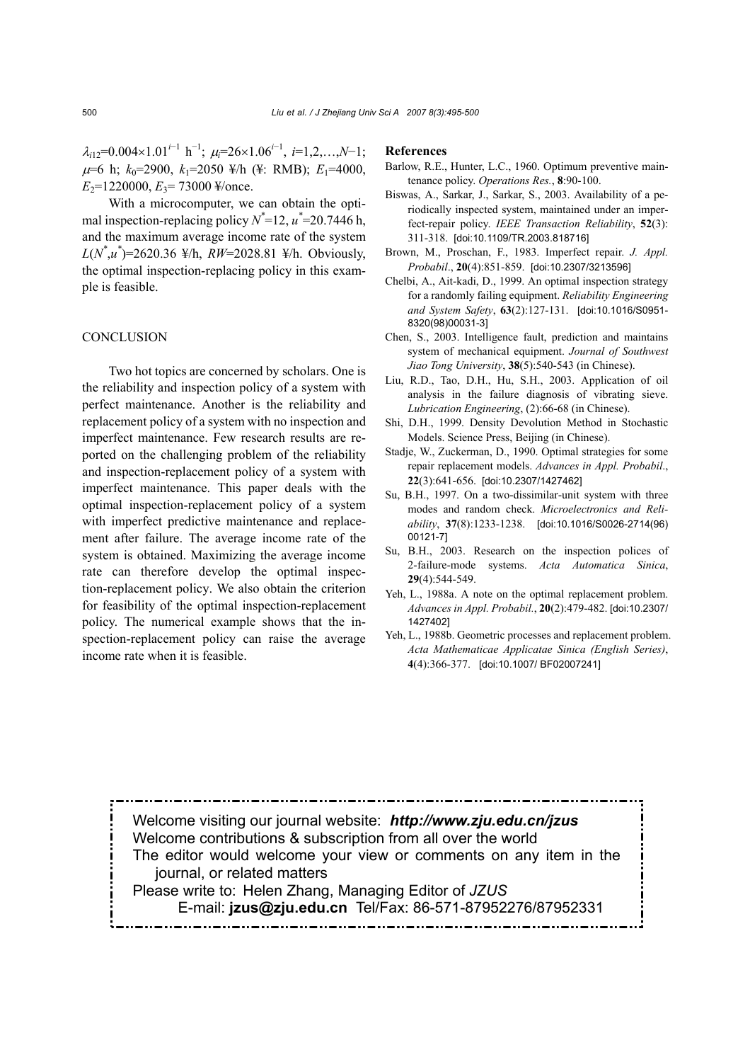$\lambda_{i12}$=0.004×1.01$^{i-1}$ h$^{-1}$; $\mu_i$=26×1.06$^{i-1}$, $i$=1,2,…,$N$−1; $\mu$=6 h; $k_0$=2900, $k_1$=2050 ¥/h (¥: RMB); $E_1$=4000, $E_2$=1220000, $E_3$= 73000 ¥/once.

With a microcomputer, we can obtain the optimal inspection-replacing policy $N^*$=12, $u^*$=20.7446 h, and the maximum average income rate of the system $L(N^*,u^*)$=2620.36 ¥/h, $RW$=2028.81 ¥/h. Obviously, the optimal inspection-replacing policy in this example is feasible.

## CONCLUSION

Two hot topics are concerned by scholars. One is the reliability and inspection policy of a system with perfect maintenance. Another is the reliability and replacement policy of a system with no inspection and imperfect maintenance. Few research results are reported on the challenging problem of the reliability and inspection-replacement policy of a system with imperfect maintenance. This paper deals with the optimal inspection-replacement policy of a system with imperfect predictive maintenance and replacement after failure. The average income rate of the system is obtained. Maximizing the average income rate can therefore develop the optimal inspection-replacement policy. We also obtain the criterion for feasibility of the optimal inspection-replacement policy. The numerical example shows that the inspection-replacement policy can raise the average income rate when it is feasible.

## References

Barlow, R.E., Hunter, L.C., 1960. Optimum preventive maintenance policy. *Operations Res.*, **8**:90-100.

Biswas, A., Sarkar, J., Sarkar, S., 2003. Availability of a periodically inspected system, maintained under an imperfect-repair policy. *IEEE Transaction Reliability*, **52**(3): 311-318. [doi:10.1109/TR.2003.818716]

Brown, M., Proschan, F., 1983. Imperfect repair. *J. Appl. Probabil*., **20**(4):851-859. [doi:10.2307/3213596]

Chelbi, A., Ait-kadi, D., 1999. An optimal inspection strategy for a randomly failing equipment. *Reliability Engineering and System Safety*, **63**(2):127-131. [doi:10.1016/S0951-8320(98)00031-3]

Chen, S., 2003. Intelligence fault, prediction and maintains system of mechanical equipment. *Journal of Southwest Jiao Tong University*, **38**(5):540-543 (in Chinese).

Liu, R.D., Tao, D.H., Hu, S.H., 2003. Application of oil analysis in the failure diagnosis of vibrating sieve. *Lubrication Engineering*, (2):66-68 (in Chinese).

Shi, D.H., 1999. Density Devolution Method in Stochastic Models. Science Press, Beijing (in Chinese).

Stadje, W., Zuckerman, D., 1990. Optimal strategies for some repair replacement models. *Advances in Appl. Probabil*., **22**(3):641-656. [doi:10.2307/1427462]

Su, B.H., 1997. On a two-dissimilar-unit system with three modes and random check. *Microelectronics and Reliability*, **37**(8):1233-1238. [doi:10.1016/S0026-2714(96)00121-7]

Su, B.H., 2003. Research on the inspection polices of 2-failure-mode systems. *Acta Automatica Sinica*, **29**(4):544-549.

Yeh, L., 1988a. A note on the optimal replacement problem. *Advances in Appl. Probabil.*, **20**(2):479-482. [doi:10.2307/1427402]

Yeh, L., 1988b. Geometric processes and replacement problem. *Acta Mathematicae Applicatae Sinica (English Series)*, **4**(4):366-377. [doi:10.1007/ BF02007241]

Welcome visiting our journal website: ***http://www.zju.edu.cn/jzus***
Welcome contributions & subscription from all over the world
The editor would welcome your view or comments on any item in the journal, or related matters
Please write to: Helen Zhang, Managing Editor of *JZUS*
E-mail: **jzus@zju.edu.cn** Tel/Fax: 86-571-87952276/87952331